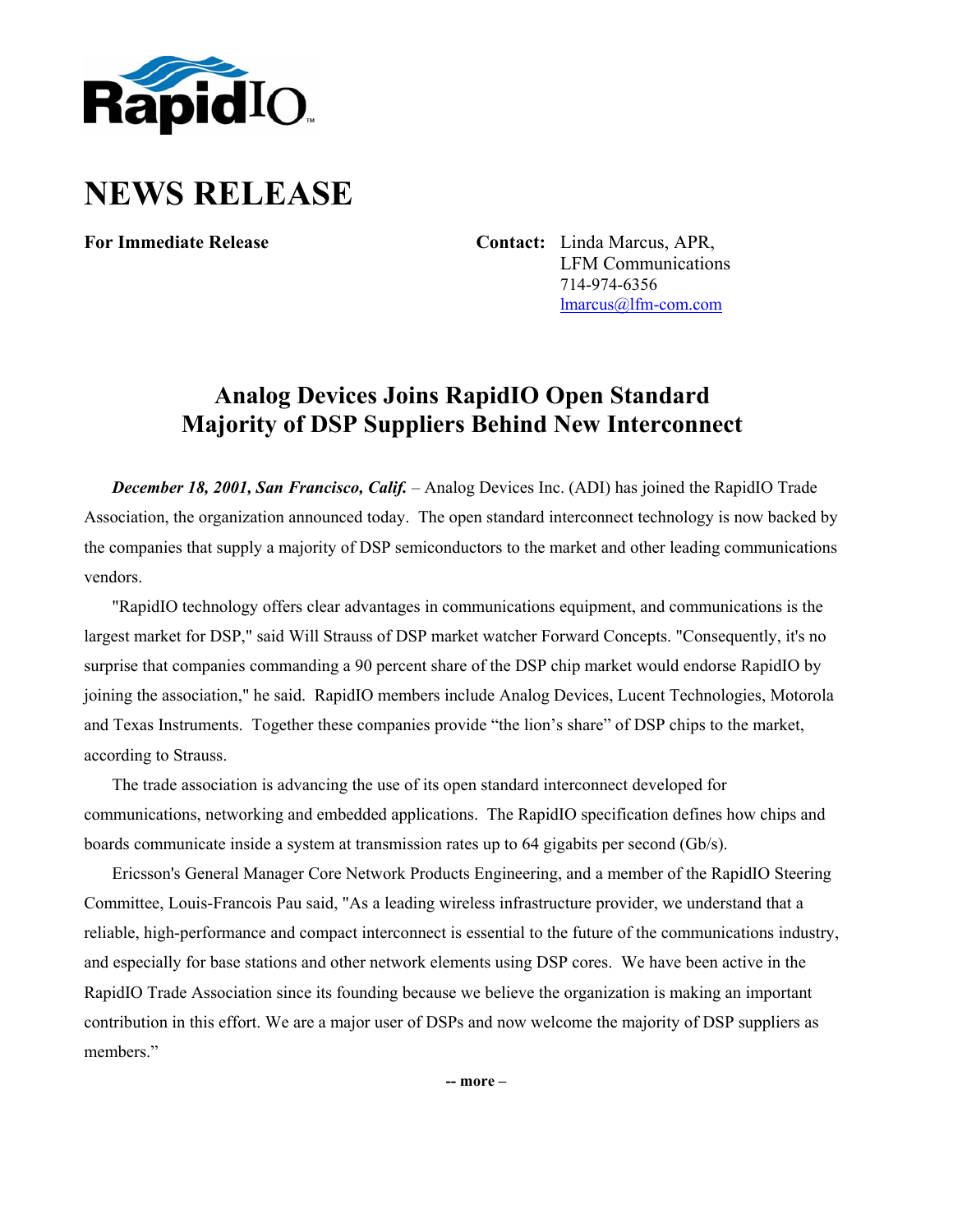RapidIO

# NEWS RELEASE

**For Immediate Release**

**Contact:** Linda Marcus, APR,
LFM Communications
714-974-6356
lmarcus@lfm-com.com

## Analog Devices Joins RapidIO Open Standard
## Majority of DSP Suppliers Behind New Interconnect

***December 18, 2001, San Francisco, Calif.*** – Analog Devices Inc. (ADI) has joined the RapidIO Trade Association, the organization announced today. The open standard interconnect technology is now backed by the companies that supply a majority of DSP semiconductors to the market and other leading communications vendors.

"RapidIO technology offers clear advantages in communications equipment, and communications is the largest market for DSP," said Will Strauss of DSP market watcher Forward Concepts. "Consequently, it's no surprise that companies commanding a 90 percent share of the DSP chip market would endorse RapidIO by joining the association," he said. RapidIO members include Analog Devices, Lucent Technologies, Motorola and Texas Instruments. Together these companies provide "the lion's share" of DSP chips to the market, according to Strauss.

The trade association is advancing the use of its open standard interconnect developed for communications, networking and embedded applications. The RapidIO specification defines how chips and boards communicate inside a system at transmission rates up to 64 gigabits per second (Gb/s).

Ericsson's General Manager Core Network Products Engineering, and a member of the RapidIO Steering Committee, Louis-Francois Pau said, "As a leading wireless infrastructure provider, we understand that a reliable, high-performance and compact interconnect is essential to the future of the communications industry, and especially for base stations and other network elements using DSP cores. We have been active in the RapidIO Trade Association since its founding because we believe the organization is making an important contribution in this effort. We are a major user of DSPs and now welcome the majority of DSP suppliers as members."

**-- more –**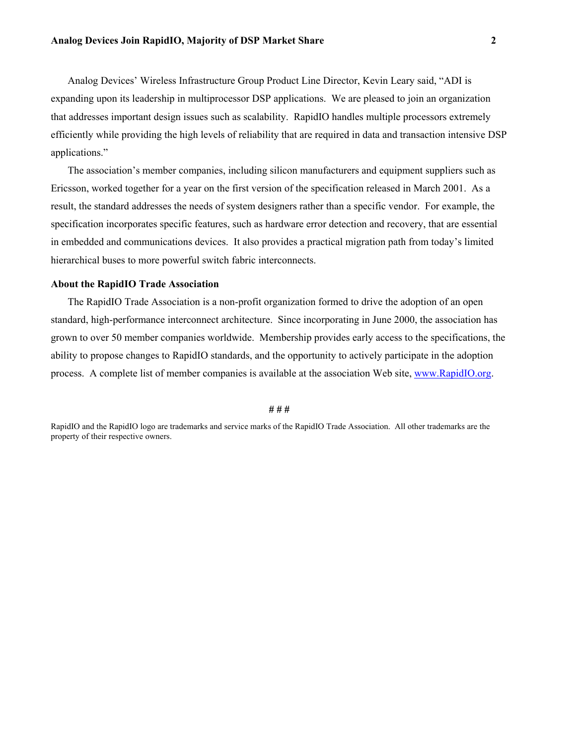Analog Devices' Wireless Infrastructure Group Product Line Director, Kevin Leary said, "ADI is expanding upon its leadership in multiprocessor DSP applications. We are pleased to join an organization that addresses important design issues such as scalability. RapidIO handles multiple processors extremely efficiently while providing the high levels of reliability that are required in data and transaction intensive DSP applications."

The association's member companies, including silicon manufacturers and equipment suppliers such as Ericsson, worked together for a year on the first version of the specification released in March 2001. As a result, the standard addresses the needs of system designers rather than a specific vendor. For example, the specification incorporates specific features, such as hardware error detection and recovery, that are essential in embedded and communications devices. It also provides a practical migration path from today's limited hierarchical buses to more powerful switch fabric interconnects.

**About the RapidIO Trade Association**

The RapidIO Trade Association is a non-profit organization formed to drive the adoption of an open standard, high-performance interconnect architecture. Since incorporating in June 2000, the association has grown to over 50 member companies worldwide. Membership provides early access to the specifications, the ability to propose changes to RapidIO standards, and the opportunity to actively participate in the adoption process. A complete list of member companies is available at the association Web site, www.RapidIO.org.

# # #

RapidIO and the RapidIO logo are trademarks and service marks of the RapidIO Trade Association. All other trademarks are the property of their respective owners.